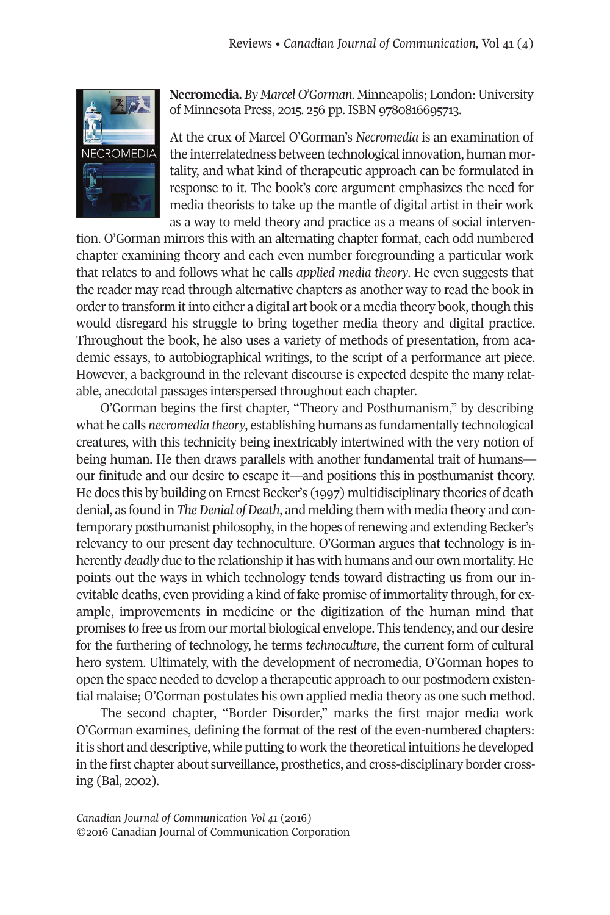**Necromedia.** *By Marcel O'Gorman.* Minneapolis; London: University of Minnesota Press, 2015. 256 pp. ISBN 9780816695713.

At the crux of Marcel O'Gorman's *Necromedia* is an examination of the interrelatedness between technological innovation, human mortality, and what kind of therapeutic approach can be formulated in response to it. The book's core argument emphasizes the need for media theorists to take up the mantle of digital artist in their work as a way to meld theory and practice as a means of social intervention. O'Gorman mirrors this with an alternating chapter format, each odd numbered chapter examining theory and each even number foregrounding a particular work that relates to and follows what he calls *applied media theory*. He even suggests that the reader may read through alternative chapters as another way to read the book in order to transform it into either a digital art book or a media theory book, though this would disregard his struggle to bring together media theory and digital practice. Throughout the book, he also uses a variety of methods of presentation, from academic essays, to autobiographical writings, to the script of a performance art piece. However, a background in the relevant discourse is expected despite the many relatable, anecdotal passages interspersed throughout each chapter.

O'Gorman begins the first chapter, "Theory and Posthumanism," by describing what he calls *necromedia theory*, establishing humans as fundamentally technological creatures, with this technicity being inextricably intertwined with the very notion of being human. He then draws parallels with another fundamental trait of humans—our finitude and our desire to escape it—and positions this in posthumanist theory. He does this by building on Ernest Becker's (1997) multidisciplinary theories of death denial, as found in *The Denial of Death*, and melding them with media theory and contemporary posthumanist philosophy, in the hopes of renewing and extending Becker's relevancy to our present day technoculture. O'Gorman argues that technology is inherently *deadly* due to the relationship it has with humans and our own mortality. He points out the ways in which technology tends toward distracting us from our inevitable deaths, even providing a kind of fake promise of immortality through, for example, improvements in medicine or the digitization of the human mind that promises to free us from our mortal biological envelope. This tendency, and our desire for the furthering of technology, he terms *technoculture*, the current form of cultural hero system. Ultimately, with the development of necromedia, O'Gorman hopes to open the space needed to develop a therapeutic approach to our postmodern existential malaise; O'Gorman postulates his own applied media theory as one such method.

The second chapter, "Border Disorder," marks the first major media work O'Gorman examines, defining the format of the rest of the even-numbered chapters: it is short and descriptive, while putting to work the theoretical intuitions he developed in the first chapter about surveillance, prosthetics, and cross-disciplinary border crossing (Bal, 2002).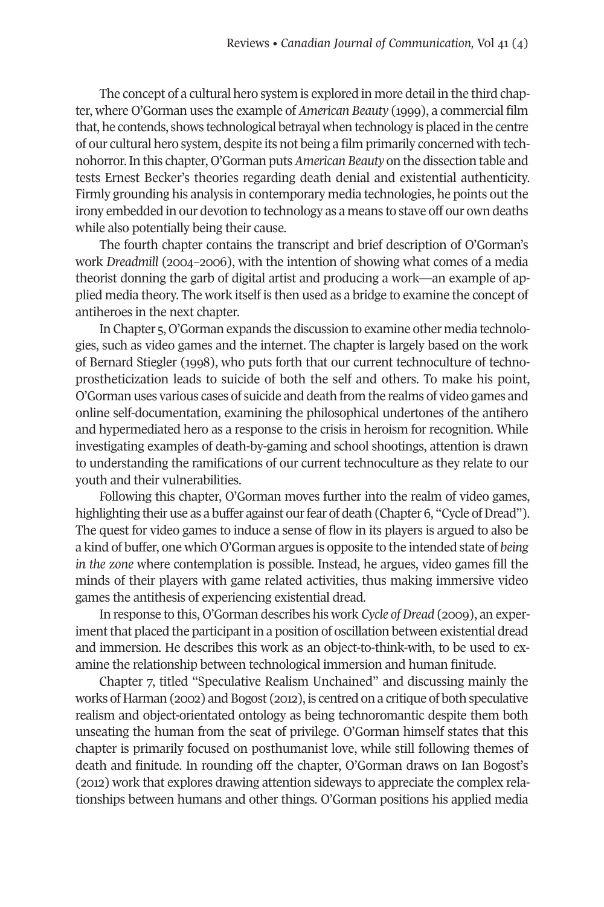The concept of a cultural hero system is explored in more detail in the third chapter, where O'Gorman uses the example of *American Beauty* (1999), a commercial film that, he contends, shows technological betrayal when technology is placed in the centre of our cultural hero system, despite its not being a film primarily concerned with technohorror. In this chapter, O'Gorman puts *American Beauty* on the dissection table and tests Ernest Becker's theories regarding death denial and existential authenticity. Firmly grounding his analysis in contemporary media technologies, he points out the irony embedded in our devotion to technology as a means to stave off our own deaths while also potentially being their cause.

The fourth chapter contains the transcript and brief description of O'Gorman's work *Dreadmill* (2004–2006), with the intention of showing what comes of a media theorist donning the garb of digital artist and producing a work—an example of applied media theory. The work itself is then used as a bridge to examine the concept of antiheroes in the next chapter.

In Chapter 5, O'Gorman expands the discussion to examine other media technologies, such as video games and the internet. The chapter is largely based on the work of Bernard Stiegler (1998), who puts forth that our current technoculture of technoprostheticization leads to suicide of both the self and others. To make his point, O'Gorman uses various cases of suicide and death from the realms of video games and online self-documentation, examining the philosophical undertones of the antihero and hypermediated hero as a response to the crisis in heroism for recognition. While investigating examples of death-by-gaming and school shootings, attention is drawn to understanding the ramifications of our current technoculture as they relate to our youth and their vulnerabilities.

Following this chapter, O'Gorman moves further into the realm of video games, highlighting their use as a buffer against our fear of death (Chapter 6, "Cycle of Dread"). The quest for video games to induce a sense of flow in its players is argued to also be a kind of buffer, one which O'Gorman argues is opposite to the intended state of *being in the zone* where contemplation is possible. Instead, he argues, video games fill the minds of their players with game related activities, thus making immersive video games the antithesis of experiencing existential dread.

In response to this, O'Gorman describes his work *Cycle of Dread* (2009), an experiment that placed the participant in a position of oscillation between existential dread and immersion. He describes this work as an object-to-think-with, to be used to examine the relationship between technological immersion and human finitude.

Chapter 7, titled "Speculative Realism Unchained" and discussing mainly the works of Harman (2002) and Bogost (2012), is centred on a critique of both speculative realism and object-orientated ontology as being technoromantic despite them both unseating the human from the seat of privilege. O'Gorman himself states that this chapter is primarily focused on posthumanist love, while still following themes of death and finitude. In rounding off the chapter, O'Gorman draws on Ian Bogost's (2012) work that explores drawing attention sideways to appreciate the complex relationships between humans and other things. O'Gorman positions his applied media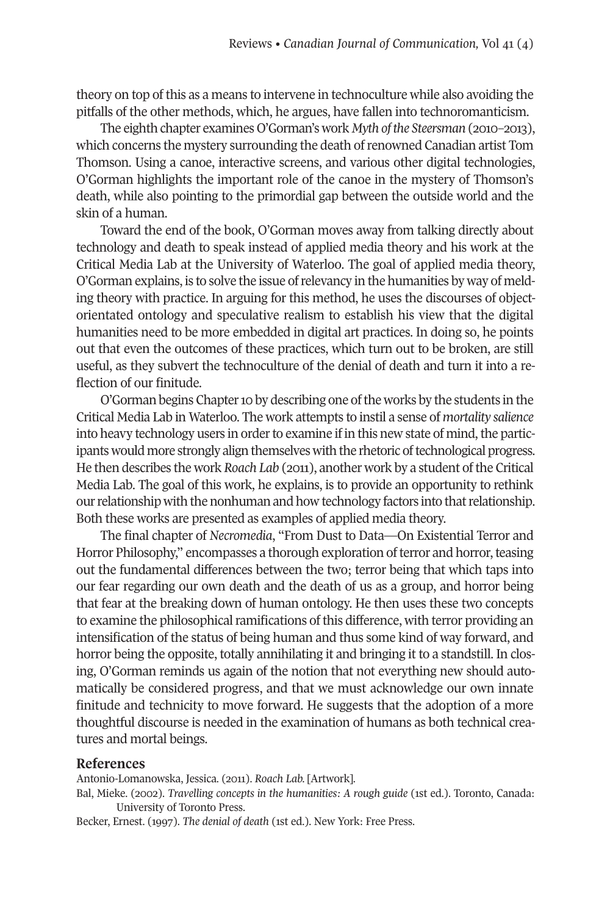theory on top of this as a means to intervene in technoculture while also avoiding the pitfalls of the other methods, which, he argues, have fallen into technoromanticism.

The eighth chapter examines O'Gorman's work *Myth of the Steersman* (2010–2013), which concerns the mystery surrounding the death of renowned Canadian artist Tom Thomson. Using a canoe, interactive screens, and various other digital technologies, O'Gorman highlights the important role of the canoe in the mystery of Thomson's death, while also pointing to the primordial gap between the outside world and the skin of a human.

Toward the end of the book, O'Gorman moves away from talking directly about technology and death to speak instead of applied media theory and his work at the Critical Media Lab at the University of Waterloo. The goal of applied media theory, O'Gorman explains, is to solve the issue of relevancy in the humanities by way of melding theory with practice. In arguing for this method, he uses the discourses of object-orientated ontology and speculative realism to establish his view that the digital humanities need to be more embedded in digital art practices. In doing so, he points out that even the outcomes of these practices, which turn out to be broken, are still useful, as they subvert the technoculture of the denial of death and turn it into a reflection of our finitude.

O'Gorman begins Chapter 10 by describing one of the works by the students in the Critical Media Lab in Waterloo. The work attempts to instil a sense of *mortality salience* into heavy technology users in order to examine if in this new state of mind, the participants would more strongly align themselves with the rhetoric of technological progress. He then describes the work *Roach Lab* (2011), another work by a student of the Critical Media Lab. The goal of this work, he explains, is to provide an opportunity to rethink our relationship with the nonhuman and how technology factors into that relationship. Both these works are presented as examples of applied media theory.

The final chapter of *Necromedia*, "From Dust to Data—On Existential Terror and Horror Philosophy," encompasses a thorough exploration of terror and horror, teasing out the fundamental differences between the two; terror being that which taps into our fear regarding our own death and the death of us as a group, and horror being that fear at the breaking down of human ontology. He then uses these two concepts to examine the philosophical ramifications of this difference, with terror providing an intensification of the status of being human and thus some kind of way forward, and horror being the opposite, totally annihilating it and bringing it to a standstill. In closing, O'Gorman reminds us again of the notion that not everything new should automatically be considered progress, and that we must acknowledge our own innate finitude and technicity to move forward. He suggests that the adoption of a more thoughtful discourse is needed in the examination of humans as both technical creatures and mortal beings.

## References

Antonio-Lomanowska, Jessica. (2011). *Roach Lab.* [Artwork].

Bal, Mieke. (2002). *Travelling concepts in the humanities: A rough guide* (1st ed.). Toronto, Canada: University of Toronto Press.

Becker, Ernest. (1997). *The denial of death* (1st ed.). New York: Free Press.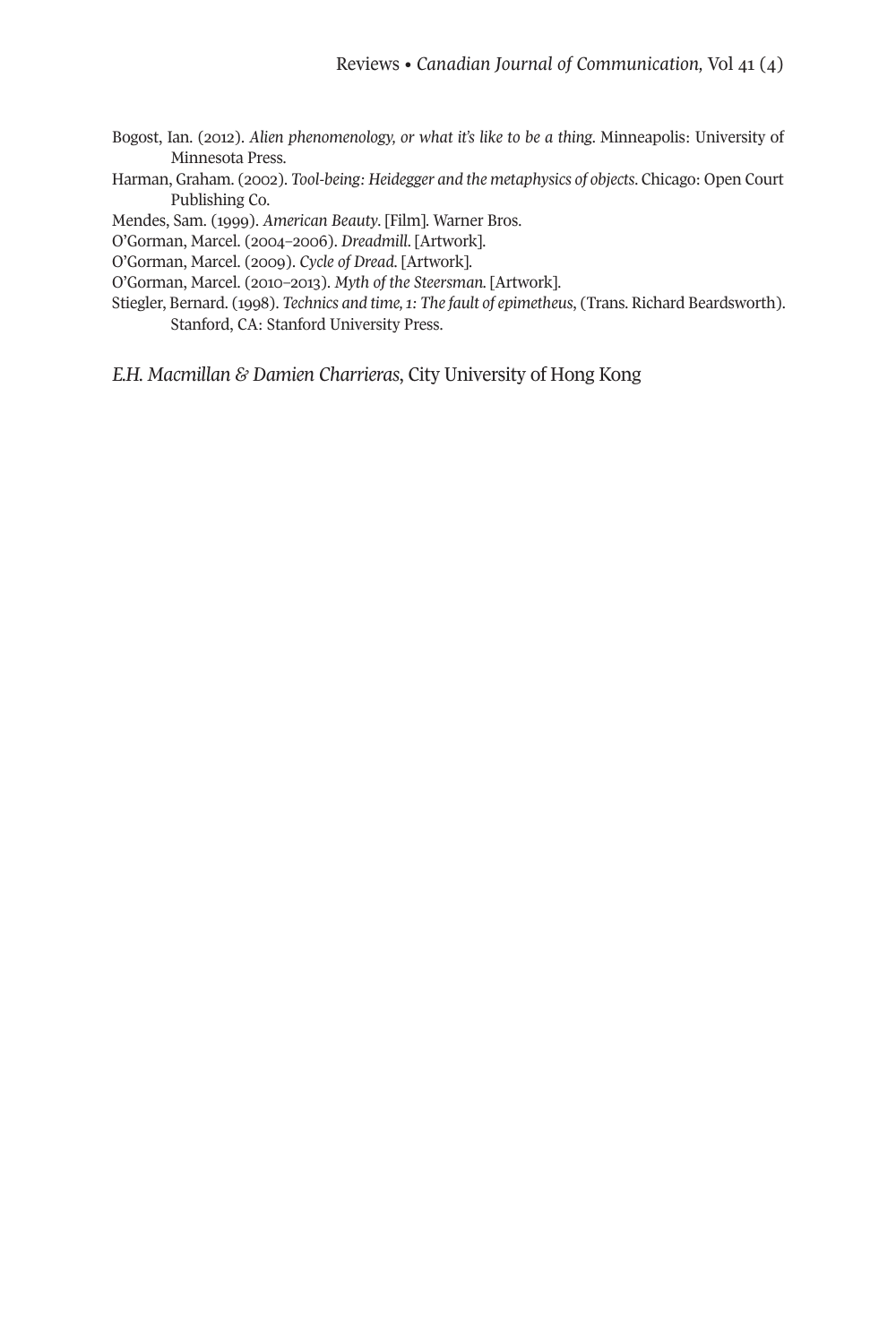Bogost, Ian. (2012). *Alien phenomenology, or what it's like to be a thing*. Minneapolis: University of Minnesota Press.

Harman, Graham. (2002). *Tool-being: Heidegger and the metaphysics of objects*. Chicago: Open Court Publishing Co.

Mendes, Sam. (1999). *American Beauty*. [Film]. Warner Bros.

O'Gorman, Marcel. (2004–2006). *Dreadmill*. [Artwork].

O'Gorman, Marcel. (2009). *Cycle of Dread*. [Artwork].

O'Gorman, Marcel. (2010–2013). *Myth of the Steersman*. [Artwork].

Stiegler, Bernard. (1998). *Technics and time, 1: The fault of epimetheus*, (Trans. Richard Beardsworth). Stanford, CA: Stanford University Press.

*E.H. Macmillan & Damien Charrieras*, City University of Hong Kong